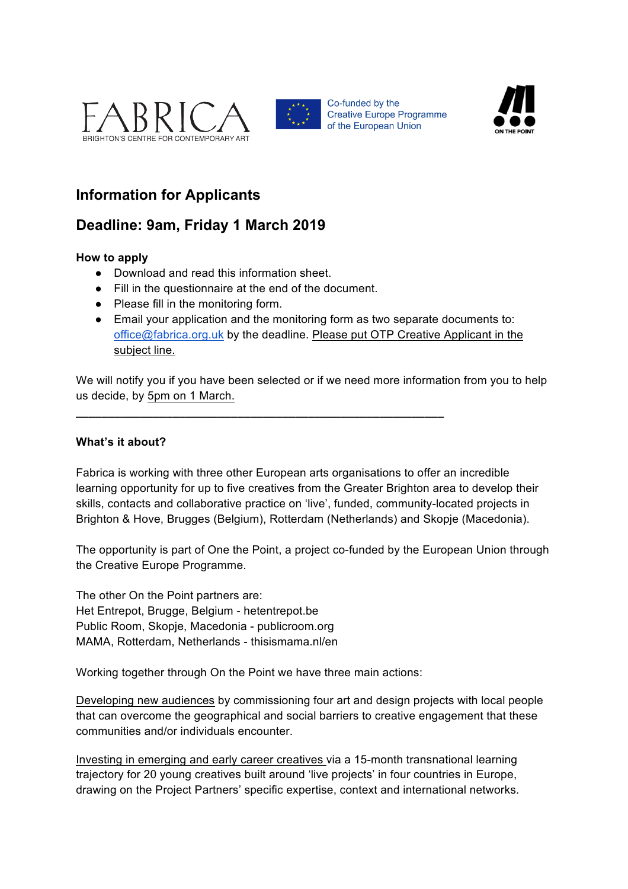FABRICA
BRIGHTON'S CENTRE FOR CONTEMPORARY ART

Co-funded by the Creative Europe Programme of the European Union

ON THE POINT

## Information for Applicants

## Deadline: 9am, Friday 1 March 2019

**How to apply**

- Download and read this information sheet.
- Fill in the questionnaire at the end of the document.
- Please fill in the monitoring form.
- Email your application and the monitoring form as two separate documents to: office@fabrica.org.uk by the deadline. Please put OTP Creative Applicant in the subject line.

We will notify you if you have been selected or if we need more information from you to help us decide, by 5pm on 1 March.

---

**What's it about?**

Fabrica is working with three other European arts organisations to offer an incredible learning opportunity for up to five creatives from the Greater Brighton area to develop their skills, contacts and collaborative practice on 'live', funded, community-located projects in Brighton & Hove, Brugges (Belgium), Rotterdam (Netherlands) and Skopje (Macedonia).

The opportunity is part of One the Point, a project co-funded by the European Union through the Creative Europe Programme.

The other On the Point partners are:
Het Entrepot, Brugge, Belgium - hetentrepot.be
Public Room, Skopje, Macedonia - publicroom.org
MAMA, Rotterdam, Netherlands - thisismama.nl/en

Working together through On the Point we have three main actions:

Developing new audiences by commissioning four art and design projects with local people that can overcome the geographical and social barriers to creative engagement that these communities and/or individuals encounter.

Investing in emerging and early career creatives via a 15-month transnational learning trajectory for 20 young creatives built around 'live projects' in four countries in Europe, drawing on the Project Partners' specific expertise, context and international networks.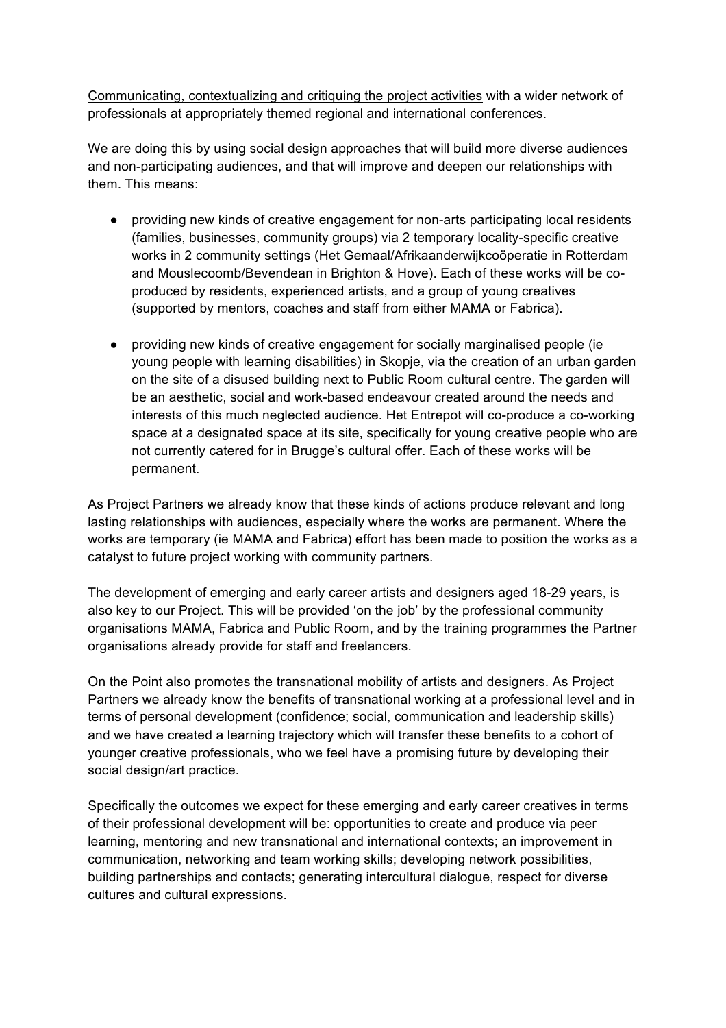<u>Communicating, contextualizing and critiquing the project activities</u> with a wider network of professionals at appropriately themed regional and international conferences.

We are doing this by using social design approaches that will build more diverse audiences and non-participating audiences, and that will improve and deepen our relationships with them. This means:

- providing new kinds of creative engagement for non-arts participating local residents (families, businesses, community groups) via 2 temporary locality-specific creative works in 2 community settings (Het Gemaal/Afrikaanderwijkcoöperatie in Rotterdam and Mouslecoomb/Bevendean in Brighton & Hove). Each of these works will be co-produced by residents, experienced artists, and a group of young creatives (supported by mentors, coaches and staff from either MAMA or Fabrica).

- providing new kinds of creative engagement for socially marginalised people (ie young people with learning disabilities) in Skopje, via the creation of an urban garden on the site of a disused building next to Public Room cultural centre. The garden will be an aesthetic, social and work-based endeavour created around the needs and interests of this much neglected audience. Het Entrepot will co-produce a co-working space at a designated space at its site, specifically for young creative people who are not currently catered for in Brugge's cultural offer. Each of these works will be permanent.

As Project Partners we already know that these kinds of actions produce relevant and long lasting relationships with audiences, especially where the works are permanent. Where the works are temporary (ie MAMA and Fabrica) effort has been made to position the works as a catalyst to future project working with community partners.

The development of emerging and early career artists and designers aged 18-29 years, is also key to our Project. This will be provided 'on the job' by the professional community organisations MAMA, Fabrica and Public Room, and by the training programmes the Partner organisations already provide for staff and freelancers.

On the Point also promotes the transnational mobility of artists and designers. As Project Partners we already know the benefits of transnational working at a professional level and in terms of personal development (confidence; social, communication and leadership skills) and we have created a learning trajectory which will transfer these benefits to a cohort of younger creative professionals, who we feel have a promising future by developing their social design/art practice.

Specifically the outcomes we expect for these emerging and early career creatives in terms of their professional development will be: opportunities to create and produce via peer learning, mentoring and new transnational and international contexts; an improvement in communication, networking and team working skills; developing network possibilities, building partnerships and contacts; generating intercultural dialogue, respect for diverse cultures and cultural expressions.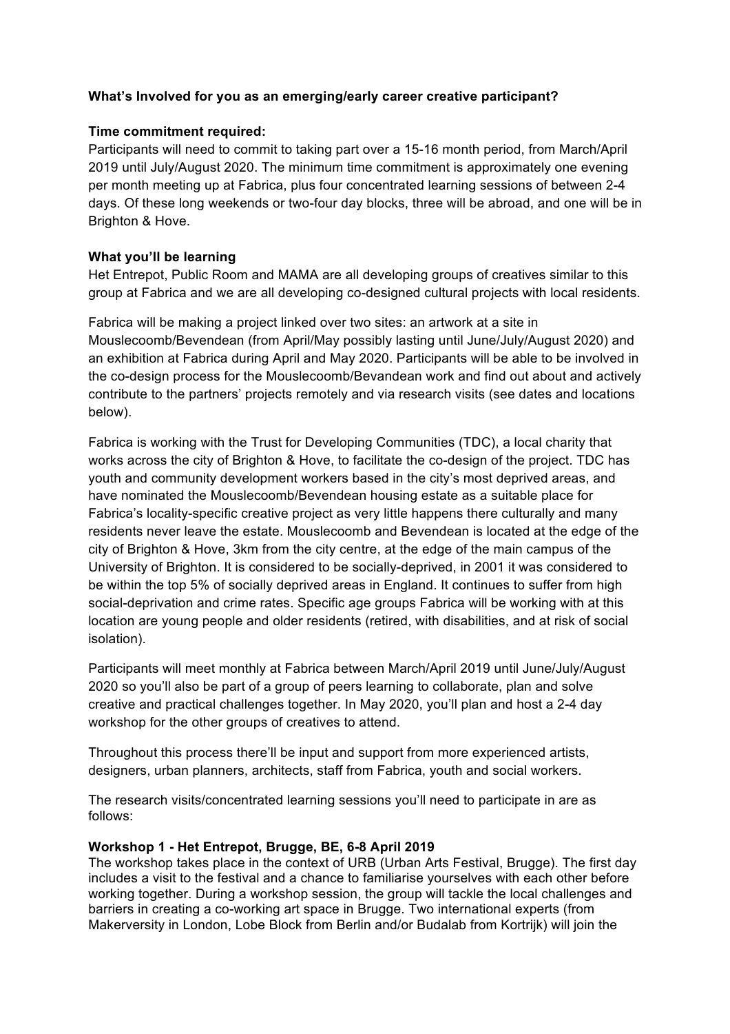**What's Involved for you as an emerging/early career creative participant?**

**Time commitment required:**

Participants will need to commit to taking part over a 15-16 month period, from March/April 2019 until July/August 2020. The minimum time commitment is approximately one evening per month meeting up at Fabrica, plus four concentrated learning sessions of between 2-4 days. Of these long weekends or two-four day blocks, three will be abroad, and one will be in Brighton & Hove.

**What you'll be learning**

Het Entrepot, Public Room and MAMA are all developing groups of creatives similar to this group at Fabrica and we are all developing co-designed cultural projects with local residents.

Fabrica will be making a project linked over two sites: an artwork at a site in Mouslecoomb/Bevendean (from April/May possibly lasting until June/July/August 2020) and an exhibition at Fabrica during April and May 2020. Participants will be able to be involved in the co-design process for the Mouslecoomb/Bevandean work and find out about and actively contribute to the partners' projects remotely and via research visits (see dates and locations below).

Fabrica is working with the Trust for Developing Communities (TDC), a local charity that works across the city of Brighton & Hove, to facilitate the co-design of the project. TDC has youth and community development workers based in the city's most deprived areas, and have nominated the Mouslecoomb/Bevendean housing estate as a suitable place for Fabrica's locality-specific creative project as very little happens there culturally and many residents never leave the estate. Mouslecoomb and Bevendean is located at the edge of the city of Brighton & Hove, 3km from the city centre, at the edge of the main campus of the University of Brighton. It is considered to be socially-deprived, in 2001 it was considered to be within the top 5% of socially deprived areas in England. It continues to suffer from high social-deprivation and crime rates. Specific age groups Fabrica will be working with at this location are young people and older residents (retired, with disabilities, and at risk of social isolation).

Participants will meet monthly at Fabrica between March/April 2019 until June/July/August 2020 so you'll also be part of a group of peers learning to collaborate, plan and solve creative and practical challenges together. In May 2020, you'll plan and host a 2-4 day workshop for the other groups of creatives to attend.

Throughout this process there'll be input and support from more experienced artists, designers, urban planners, architects, staff from Fabrica, youth and social workers.

The research visits/concentrated learning sessions you'll need to participate in are as follows:

**Workshop 1 - Het Entrepot, Brugge, BE, 6-8 April 2019**

The workshop takes place in the context of URB (Urban Arts Festival, Brugge). The first day includes a visit to the festival and a chance to familiarise yourselves with each other before working together. During a workshop session, the group will tackle the local challenges and barriers in creating a co-working art space in Brugge. Two international experts (from Makerversity in London, Lobe Block from Berlin and/or Budalab from Kortrijk) will join the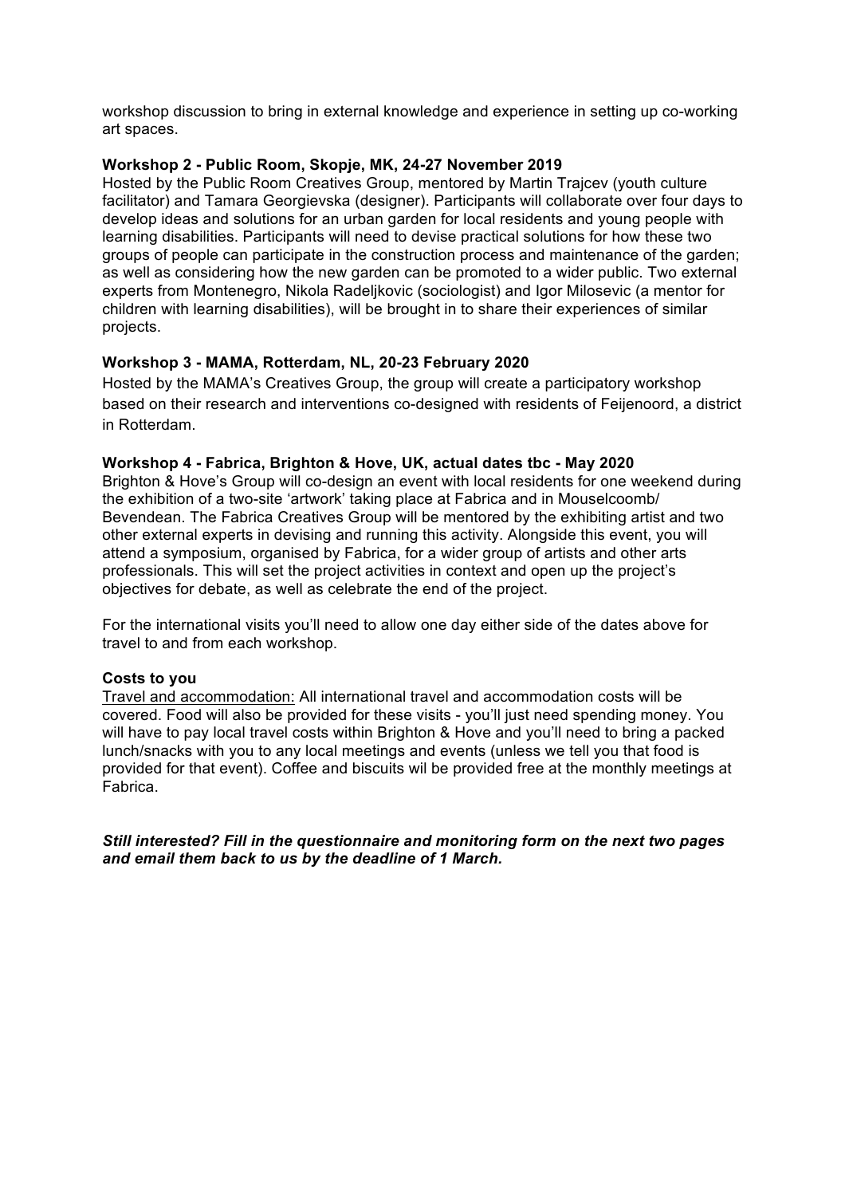workshop discussion to bring in external knowledge and experience in setting up co-working art spaces.

**Workshop 2 - Public Room, Skopje, MK, 24-27 November 2019**
Hosted by the Public Room Creatives Group, mentored by Martin Trajcev (youth culture facilitator) and Tamara Georgievska (designer). Participants will collaborate over four days to develop ideas and solutions for an urban garden for local residents and young people with learning disabilities. Participants will need to devise practical solutions for how these two groups of people can participate in the construction process and maintenance of the garden; as well as considering how the new garden can be promoted to a wider public. Two external experts from Montenegro, Nikola Radeljkovic (sociologist) and Igor Milosevic (a mentor for children with learning disabilities), will be brought in to share their experiences of similar projects.

**Workshop 3 - MAMA, Rotterdam, NL, 20-23 February 2020**
Hosted by the MAMA's Creatives Group, the group will create a participatory workshop based on their research and interventions co-designed with residents of Feijenoord, a district in Rotterdam.

**Workshop 4 - Fabrica, Brighton & Hove, UK, actual dates tbc - May 2020**
Brighton & Hove's Group will co-design an event with local residents for one weekend during the exhibition of a two-site 'artwork' taking place at Fabrica and in Mouselcoomb/ Bevendean. The Fabrica Creatives Group will be mentored by the exhibiting artist and two other external experts in devising and running this activity. Alongside this event, you will attend a symposium, organised by Fabrica, for a wider group of artists and other arts professionals. This will set the project activities in context and open up the project's objectives for debate, as well as celebrate the end of the project.

For the international visits you'll need to allow one day either side of the dates above for travel to and from each workshop.

**Costs to you**
<u>Travel and accommodation:</u> All international travel and accommodation costs will be covered. Food will also be provided for these visits - you'll just need spending money. You will have to pay local travel costs within Brighton & Hove and you'll need to bring a packed lunch/snacks with you to any local meetings and events (unless we tell you that food is provided for that event). Coffee and biscuits wil be provided free at the monthly meetings at Fabrica.

***Still interested? Fill in the questionnaire and monitoring form on the next two pages and email them back to us by the deadline of 1 March.***